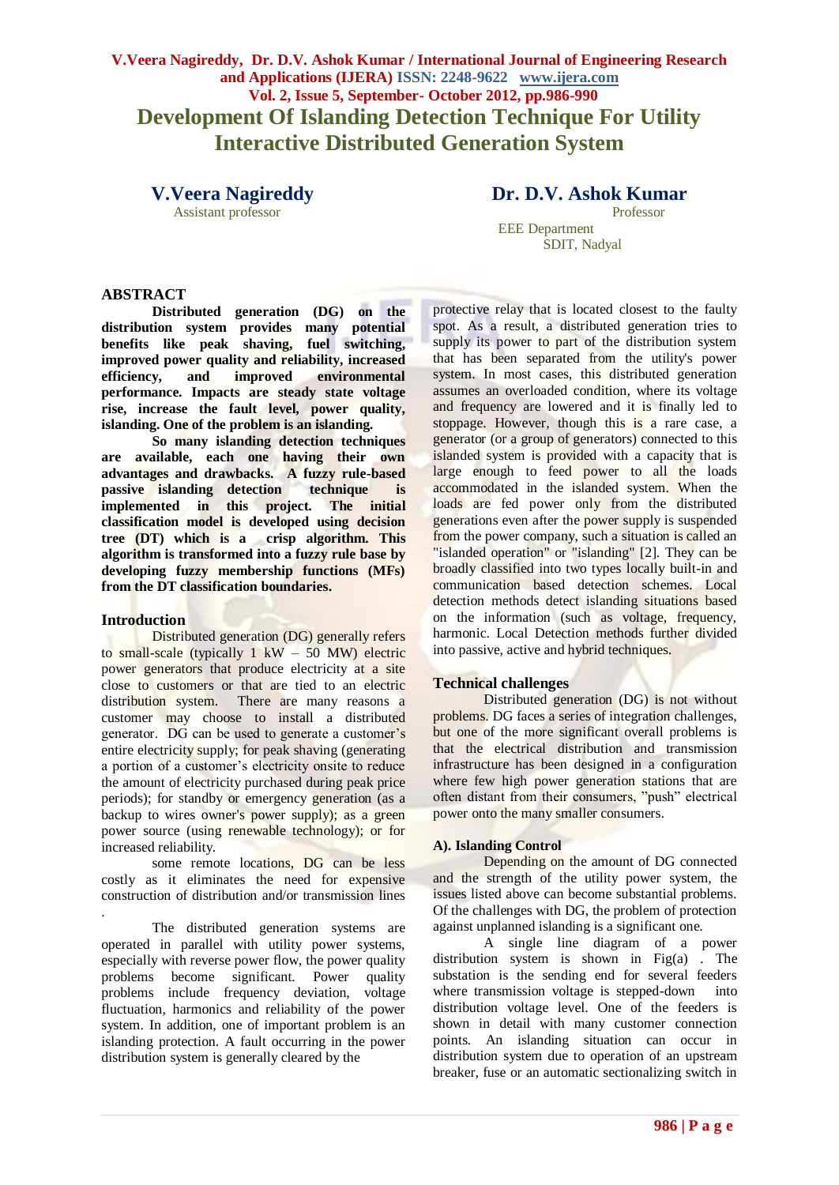# Development Of Islanding Detection Technique For Utility Interactive Distributed Generation System

**V.Veera Nagireddy**
Assistant professor

**Dr. D.V. Ashok Kumar**
Professor

EEE Department
SDIT, Nadyal

## ABSTRACT

**Distributed generation (DG) on the distribution system provides many potential benefits like peak shaving, fuel switching, improved power quality and reliability, increased efficiency, and improved environmental performance. Impacts are steady state voltage rise, increase the fault level, power quality, islanding. One of the problem is an islanding.**

**So many islanding detection techniques are available, each one having their own advantages and drawbacks. A fuzzy rule-based passive islanding detection technique is implemented in this project. The initial classification model is developed using decision tree (DT) which is a crisp algorithm. This algorithm is transformed into a fuzzy rule base by developing fuzzy membership functions (MFs) from the DT classification boundaries.**

## Introduction

Distributed generation (DG) generally refers to small-scale (typically 1 kW – 50 MW) electric power generators that produce electricity at a site close to customers or that are tied to an electric distribution system. There are many reasons a customer may choose to install a distributed generator. DG can be used to generate a customer's entire electricity supply; for peak shaving (generating a portion of a customer's electricity onsite to reduce the amount of electricity purchased during peak price periods); for standby or emergency generation (as a backup to wires owner's power supply); as a green power source (using renewable technology); or for increased reliability.

some remote locations, DG can be less costly as it eliminates the need for expensive construction of distribution and/or transmission lines .

The distributed generation systems are operated in parallel with utility power systems, especially with reverse power flow, the power quality problems become significant. Power quality problems include frequency deviation, voltage fluctuation, harmonics and reliability of the power system. In addition, one of important problem is an islanding protection. A fault occurring in the power distribution system is generally cleared by the protective relay that is located closest to the faulty spot. As a result, a distributed generation tries to supply its power to part of the distribution system that has been separated from the utility's power system. In most cases, this distributed generation assumes an overloaded condition, where its voltage and frequency are lowered and it is finally led to stoppage. However, though this is a rare case, a generator (or a group of generators) connected to this islanded system is provided with a capacity that is large enough to feed power to all the loads accommodated in the islanded system. When the loads are fed power only from the distributed generations even after the power supply is suspended from the power company, such a situation is called an "islanded operation" or "islanding" [2]. They can be broadly classified into two types locally built-in and communication based detection schemes. Local detection methods detect islanding situations based on the information (such as voltage, frequency, harmonic. Local Detection methods further divided into passive, active and hybrid techniques.

## Technical challenges

Distributed generation (DG) is not without problems. DG faces a series of integration challenges, but one of the more significant overall problems is that the electrical distribution and transmission infrastructure has been designed in a configuration where few high power generation stations that are often distant from their consumers, "push" electrical power onto the many smaller consumers.

### A). Islanding Control

Depending on the amount of DG connected and the strength of the utility power system, the issues listed above can become substantial problems. Of the challenges with DG, the problem of protection against unplanned islanding is a significant one.

A single line diagram of a power distribution system is shown in Fig(a) . The substation is the sending end for several feeders where transmission voltage is stepped-down into distribution voltage level. One of the feeders is shown in detail with many customer connection points. An islanding situation can occur in distribution system due to operation of an upstream breaker, fuse or an automatic sectionalizing switch in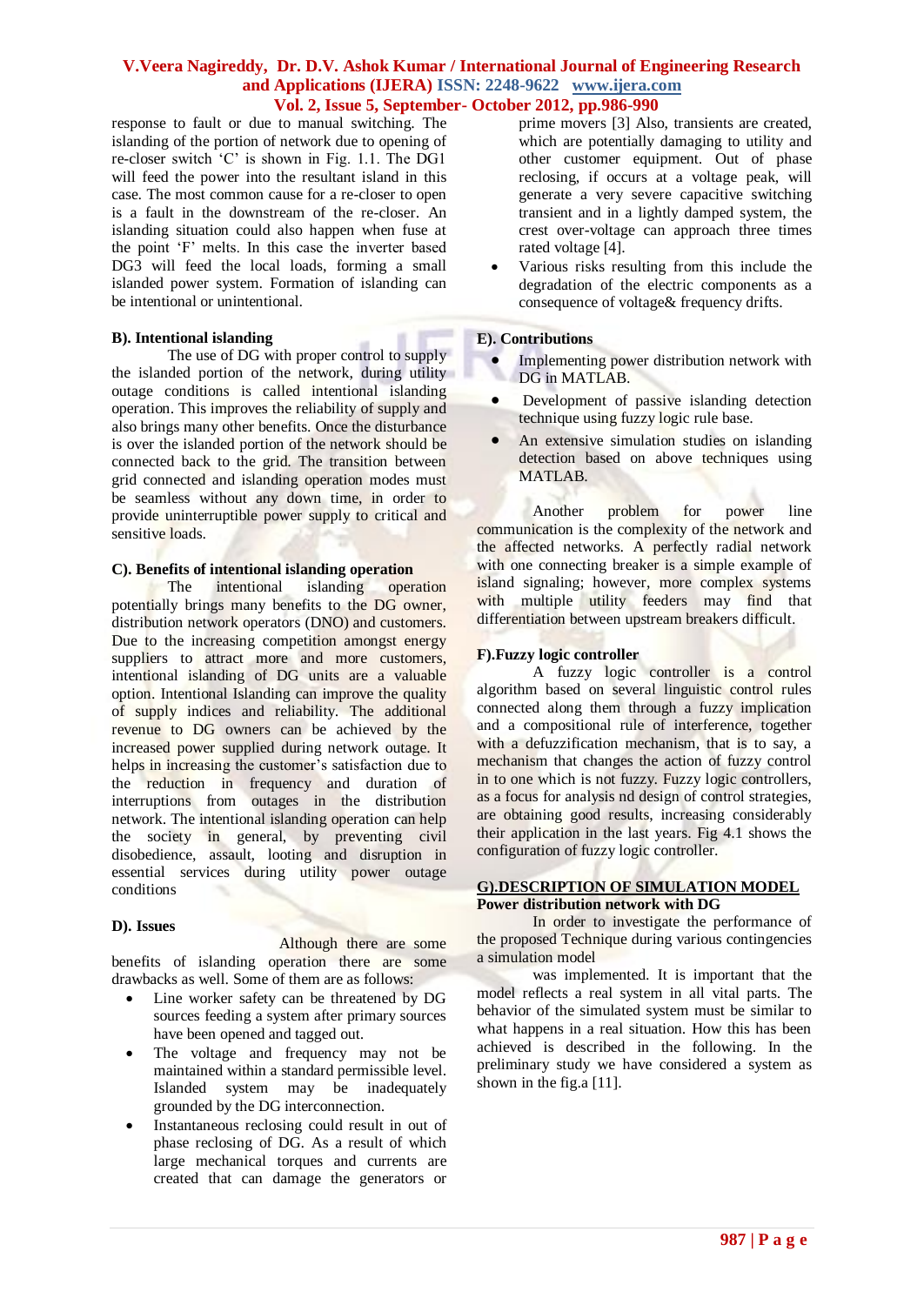response to fault or due to manual switching. The islanding of the portion of network due to opening of re-closer switch 'C' is shown in Fig. 1.1. The DG1 will feed the power into the resultant island in this case. The most common cause for a re-closer to open is a fault in the downstream of the re-closer. An islanding situation could also happen when fuse at the point 'F' melts. In this case the inverter based DG3 will feed the local loads, forming a small islanded power system. Formation of islanding can be intentional or unintentional.

### B). Intentional islanding

The use of DG with proper control to supply the islanded portion of the network, during utility outage conditions is called intentional islanding operation. This improves the reliability of supply and also brings many other benefits. Once the disturbance is over the islanded portion of the network should be connected back to the grid. The transition between grid connected and islanding operation modes must be seamless without any down time, in order to provide uninterruptible power supply to critical and sensitive loads.

### C). Benefits of intentional islanding operation

The intentional islanding operation potentially brings many benefits to the DG owner, distribution network operators (DNO) and customers. Due to the increasing competition amongst energy suppliers to attract more and more customers, intentional islanding of DG units are a valuable option. Intentional Islanding can improve the quality of supply indices and reliability. The additional revenue to DG owners can be achieved by the increased power supplied during network outage. It helps in increasing the customer's satisfaction due to the reduction in frequency and duration of interruptions from outages in the distribution network. The intentional islanding operation can help the society in general, by preventing civil disobedience, assault, looting and disruption in essential services during utility power outage conditions

### D). Issues

Although there are some benefits of islanding operation there are some drawbacks as well. Some of them are as follows:

- Line worker safety can be threatened by DG sources feeding a system after primary sources have been opened and tagged out.
- The voltage and frequency may not be maintained within a standard permissible level. Islanded system may be inadequately grounded by the DG interconnection.
- Instantaneous reclosing could result in out of phase reclosing of DG. As a result of which large mechanical torques and currents are created that can damage the generators or prime movers [3] Also, transients are created, which are potentially damaging to utility and other customer equipment. Out of phase reclosing, if occurs at a voltage peak, will generate a very severe capacitive switching transient and in a lightly damped system, the crest over-voltage can approach three times rated voltage [4].
- Various risks resulting from this include the degradation of the electric components as a consequence of voltage& frequency drifts.

### E). Contributions

- Implementing power distribution network with DG in MATLAB.
- Development of passive islanding detection technique using fuzzy logic rule base.
- An extensive simulation studies on islanding detection based on above techniques using MATLAB.

Another problem for power line communication is the complexity of the network and the affected networks. A perfectly radial network with one connecting breaker is a simple example of island signaling; however, more complex systems with multiple utility feeders may find that differentiation between upstream breakers difficult.

### F).Fuzzy logic controller

A fuzzy logic controller is a control algorithm based on several linguistic control rules connected along them through a fuzzy implication and a compositional rule of interference, together with a defuzzification mechanism, that is to say, a mechanism that changes the action of fuzzy control in to one which is not fuzzy. Fuzzy logic controllers, as a focus for analysis nd design of control strategies, are obtaining good results, increasing considerably their application in the last years. Fig 4.1 shows the configuration of fuzzy logic controller.

### G).DESCRIPTION OF SIMULATION MODEL

**Power distribution network with DG**

In order to investigate the performance of the proposed Technique during various contingencies a simulation model

was implemented. It is important that the model reflects a real system in all vital parts. The behavior of the simulated system must be similar to what happens in a real situation. How this has been achieved is described in the following. In the preliminary study we have considered a system as shown in the fig.a [11].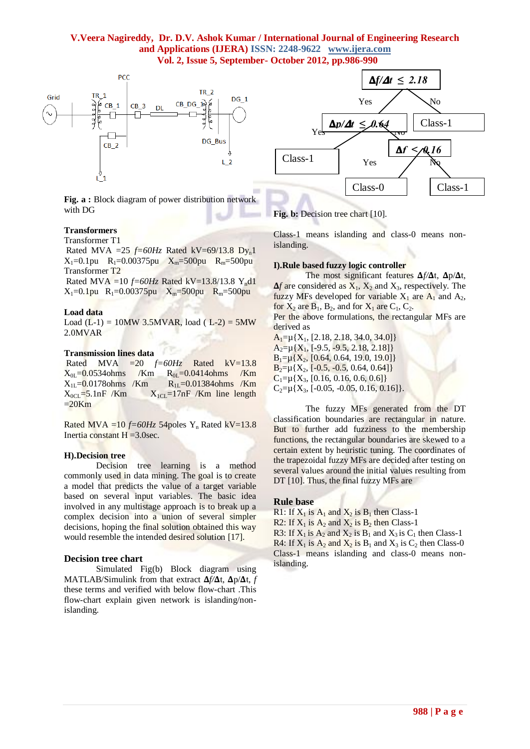Fig. a : Block diagram of power distribution network with DG

### Transformers

Transformer T1

Rated MVA =25 *f=60Hz* Rated kV=69/13.8 $Dy_n1$

$X_1$=0.1pu $R_1$=0.00375pu $X_m$=500pu $R_m$=500pu

Transformer T2

Rated MVA =10 *f=60Hz* Rated kV=13.8/13.8 $Y_nd1$

$X_1$=0.1pu $R_1$=0.00375pu $X_m$=500pu $R_m$=500pu

### Load data

Load (L-1) = 10MW 3.5MVAR, load ( L-2) = 5MW 2.0MVAR

### Transmission lines data

Rated MVA =20 *f=60Hz* Rated kV=13.8 $X_{0L}$=0.0534ohms /Km $R_{0L}$=0.0414ohms /Km $X_{1L}$=0.0178ohms /Km $R_{1L}$=0.01384ohms /Km $X_{0CL}$=5.1nF /Km $X_{1CL}$=17nF /Km line length =20Km

Rated MVA =10 *f=60Hz* 54poles $Y_n$ Rated kV=13.8 Inertia constant H =3.0sec.

### H).Decision tree

Decision tree learning is a method commonly used in data mining. The goal is to create a model that predicts the value of a target variable based on several input variables. The basic idea involved in any multistage approach is to break up a complex decision into a union of several simpler decisions, hoping the final solution obtained this way would resemble the intended desired solution [17].

### Decision tree chart

Simulated Fig(b) Block diagram using MATLAB/Simulink from that extract **Δ***f*/**Δ**t, **Δ**p/**Δ**t, *f* these terms and verified with below flow-chart .This flow-chart explain given network is islanding/non-islanding.

Fig. b: Decision tree chart [10].

Class-1 means islanding and class-0 means non-islanding.

### I).Rule based fuzzy logic controller

The most significant features **Δ***f*/**Δ**t, **Δ**p/**Δ**t, **Δ***f* are considered as $X_1$, $X_2$ and $X_3$, respectively. The fuzzy MFs developed for variable $X_1$ are $A_1$ and $A_2$, for $X_2$ are $B_1$, $B_2$, and for $X_1$ are $C_1$, $C_2$.

Per the above formulations, the rectangular MFs are derived as

$A_1$=μ{$X_1$, [2.18, 2.18, 34.0, 34.0]}

$A_2$=μ{$X_1$, [-9.5, -9.5, 2.18, 2.18]}

$B_1$=μ{$X_2$, [0.64, 0.64, 19.0, 19.0]}

$B_2$=μ{$X_2$, [-0.5, -0.5, 0.64, 0.64]}

$C_1$=μ{$X_3$, [0.16, 0.16, 0.6, 0.6]}

$C_2$=μ{$X_3$, [-0.05, -0.05, 0.16, 0.16]}.

The fuzzy MFs generated from the DT classification boundaries are rectangular in nature. But to further add fuzziness to the membership functions, the rectangular boundaries are skewed to a certain extent by heuristic tuning. The coordinates of the trapezoidal fuzzy MFs are decided after testing on several values around the initial values resulting from DT [10]. Thus, the final fuzzy MFs are

### Rule base

R1: If $X_1$ is $A_1$ and $X_2$ is $B_1$ then Class-1

R2: If $X_1$ is $A_2$ and $X_2$ is $B_2$ then Class-1

R3: If $X_1$ is $A_2$ and $X_2$ is $B_1$ and $X_3$ is $C_1$ then Class-1

R4: If $X_1$ is $A_2$ and $X_2$ is $B_1$ and $X_3$ is $C_2$ then Class-0

Class-1 means islanding and class-0 means non-islanding.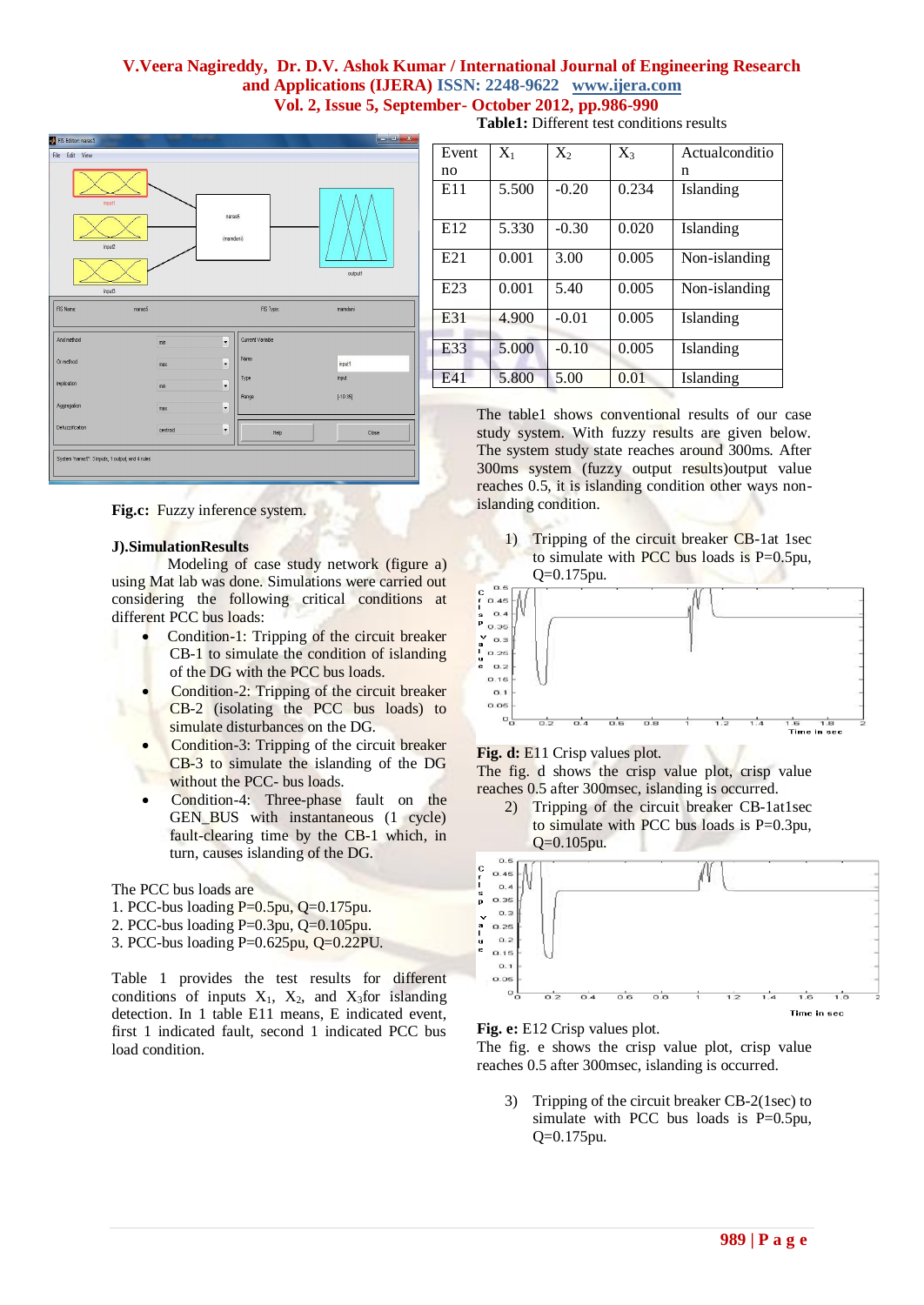Fig.c: Fuzzy inference system.

### J).SimulationResults

Modeling of case study network (figure a) using Mat lab was done. Simulations were carried out considering the following critical conditions at different PCC bus loads:

- Condition-1: Tripping of the circuit breaker CB-1 to simulate the condition of islanding of the DG with the PCC bus loads.
- Condition-2: Tripping of the circuit breaker CB-2 (isolating the PCC bus loads) to simulate disturbances on the DG.
- Condition-3: Tripping of the circuit breaker CB-3 to simulate the islanding of the DG without the PCC- bus loads.
- Condition-4: Three-phase fault on the GEN_BUS with instantaneous (1 cycle) fault-clearing time by the CB-1 which, in turn, causes islanding of the DG.

The PCC bus loads are
1. PCC-bus loading P=0.5pu, Q=0.175pu.
2. PCC-bus loading P=0.3pu, Q=0.105pu.
3. PCC-bus loading P=0.625pu, Q=0.22PU.

Table 1 provides the test results for different conditions of inputs $X_1$, $X_2$, and $X_3$for islanding detection. In 1 table E11 means, E indicated event, first 1 indicated fault, second 1 indicated PCC bus load condition.

**Table1:** Different test conditions results

| Event no | $X_1$ | $X_2$ | $X_3$ | Actualcondition |
|---|---|---|---|---|
| E11 | 5.500 | -0.20 | 0.234 | Islanding |
| E12 | 5.330 | -0.30 | 0.020 | Islanding |
| E21 | 0.001 | 3.00 | 0.005 | Non-islanding |
| E23 | 0.001 | 5.40 | 0.005 | Non-islanding |
| E31 | 4.900 | -0.01 | 0.005 | Islanding |
| E33 | 5.000 | -0.10 | 0.005 | Islanding |
| E41 | 5.800 | 5.00 | 0.01 | Islanding |

The table1 shows conventional results of our case study system. With fuzzy results are given below. The system study state reaches around 300ms. After 300ms system (fuzzy output results)output value reaches 0.5, it is islanding condition other ways non-islanding condition.

1) Tripping of the circuit breaker CB-1at 1sec to simulate with PCC bus loads is P=0.5pu, Q=0.175pu.

**Fig. d:** E11 Crisp values plot.

The fig. d shows the crisp value plot, crisp value reaches 0.5 after 300msec, islanding is occurred.

2) Tripping of the circuit breaker CB-1at1sec to simulate with PCC bus loads is P=0.3pu, Q=0.105pu.

**Fig. e:** E12 Crisp values plot.

The fig. e shows the crisp value plot, crisp value reaches 0.5 after 300msec, islanding is occurred.

3) Tripping of the circuit breaker CB-2(1sec) to simulate with PCC bus loads is P=0.5pu, Q=0.175pu.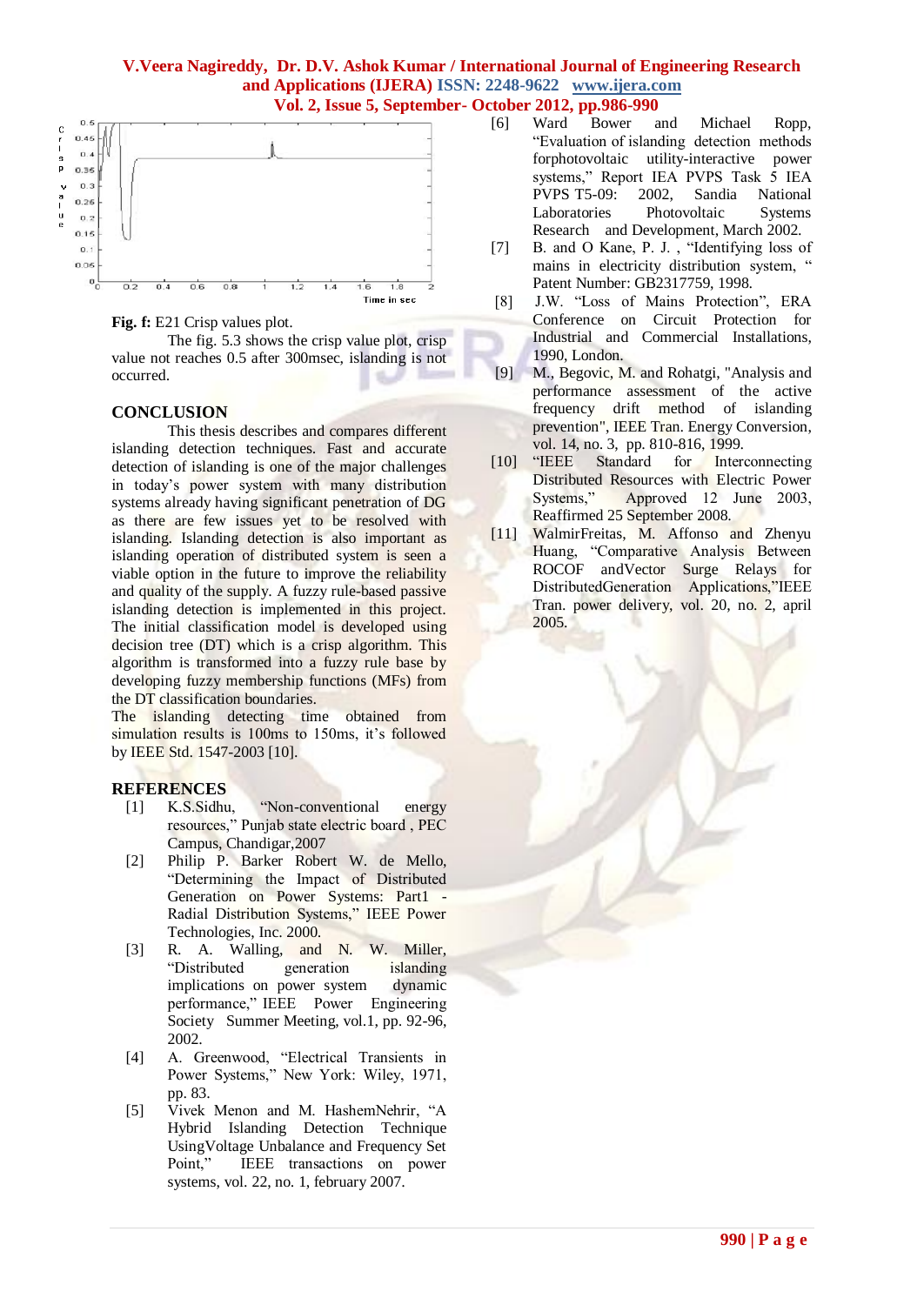Crisp value

0.5
0.45
0.4
0.35
0.3
0.25
0.2
0.15
0.1
0.05
0

0 0.2 0.4 0.6 0.8 1 1.2 1.4 1.6 1.8 2

Time in sec

**Fig. f:** E21 Crisp values plot.

The fig. 5.3 shows the crisp value plot, crisp value not reaches 0.5 after 300msec, islanding is not occurred.

## CONCLUSION

This thesis describes and compares different islanding detection techniques. Fast and accurate detection of islanding is one of the major challenges in today's power system with many distribution systems already having significant penetration of DG as there are few issues yet to be resolved with islanding. Islanding detection is also important as islanding operation of distributed system is seen a viable option in the future to improve the reliability and quality of the supply. A fuzzy rule-based passive islanding detection is implemented in this project. The initial classification model is developed using decision tree (DT) which is a crisp algorithm. This algorithm is transformed into a fuzzy rule base by developing fuzzy membership functions (MFs) from the DT classification boundaries.

The islanding detecting time obtained from simulation results is 100ms to 150ms, it's followed by IEEE Std. 1547-2003 [10].

## REFERENCES

[1] K.S.Sidhu, "Non-conventional energy resources," Punjab state electric board , PEC Campus, Chandigar,2007

[2] Philip P. Barker Robert W. de Mello, "Determining the Impact of Distributed Generation on Power Systems: Part1 - Radial Distribution Systems," IEEE Power Technologies, Inc. 2000.

[3] R. A. Walling, and N. W. Miller, "Distributed generation islanding implications on power system dynamic performance," IEEE Power Engineering Society Summer Meeting, vol.1, pp. 92-96, 2002.

[4] A. Greenwood, "Electrical Transients in Power Systems," New York: Wiley, 1971, pp. 83.

[5] Vivek Menon and M. HashemNehrir, "A Hybrid Islanding Detection Technique UsingVoltage Unbalance and Frequency Set Point," IEEE transactions on power systems, vol. 22, no. 1, february 2007.

[6] Ward Bower and Michael Ropp, "Evaluation of islanding detection methods forphotovoltaic utility-interactive power systems," Report IEA PVPS Task 5 IEA PVPS T5-09: 2002, Sandia National Laboratories Photovoltaic Systems Research and Development, March 2002.

[7] B. and O Kane, P. J. , "Identifying loss of mains in electricity distribution system, " Patent Number: GB2317759, 1998.

[8] J.W. "Loss of Mains Protection", ERA Conference on Circuit Protection for Industrial and Commercial Installations, 1990, London.

[9] M., Begovic, M. and Rohatgi, "Analysis and performance assessment of the active frequency drift method of islanding prevention", IEEE Tran. Energy Conversion, vol. 14, no. 3, pp. 810-816, 1999.

[10] "IEEE Standard for Interconnecting Distributed Resources with Electric Power Systems," Approved 12 June 2003, Reaffirmed 25 September 2008.

[11] WalmirFreitas, M. Affonso and Zhenyu Huang, "Comparative Analysis Between ROCOF andVector Surge Relays for DistributedGeneration Applications,"IEEE Tran. power delivery, vol. 20, no. 2, april 2005.